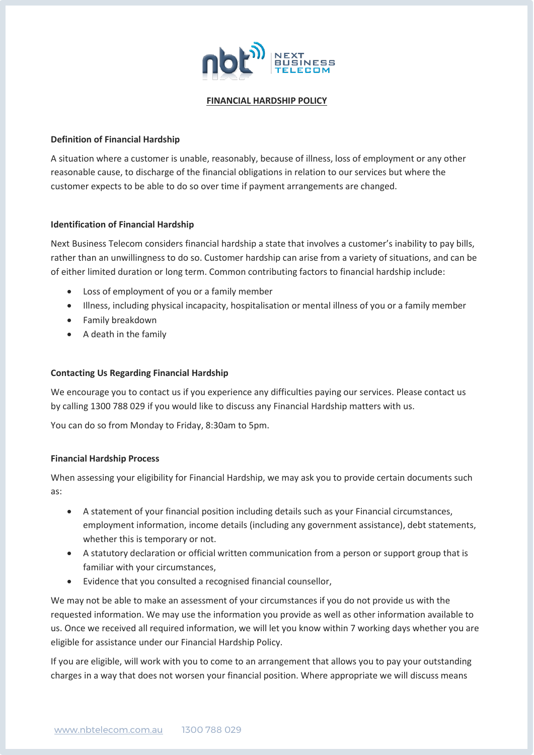# FINANCIAL HARDSHIP POLICY

### Definition of Financial Hardship

A situation where a customer is unable, reasonably, because of illness, loss of employment or any other reasonable cause, to discharge of the financial obligations in relation to our services but where the customer expects to be able to do so over time if payment arrangements are changed.

### Identification of Financial Hardship

Next Business Telecom considers financial hardship a state that involves a customer's inability to pay bills, rather than an unwillingness to do so. Customer hardship can arise from a variety of situations, and can be of either limited duration or long term. Common contributing factors to financial hardship include:

- Loss of employment of you or a family member
- Illness, including physical incapacity, hospitalisation or mental illness of you or a family member
- Family breakdown
- A death in the family

### Contacting Us Regarding Financial Hardship

We encourage you to contact us if you experience any difficulties paying our services. Please contact us by calling 1300 788 029 if you would like to discuss any Financial Hardship matters with us.

You can do so from Monday to Friday, 8:30am to 5pm.

### Financial Hardship Process

When assessing your eligibility for Financial Hardship, we may ask you to provide certain documents such as:

- A statement of your financial position including details such as your Financial circumstances, employment information, income details (including any government assistance), debt statements, whether this is temporary or not.
- A statutory declaration or official written communication from a person or support group that is familiar with your circumstances,
- Evidence that you consulted a recognised financial counsellor,

We may not be able to make an assessment of your circumstances if you do not provide us with the requested information. We may use the information you provide as well as other information available to us. Once we received all required information, we will let you know within 7 working days whether you are eligible for assistance under our Financial Hardship Policy.

If you are eligible, will work with you to come to an arrangement that allows you to pay your outstanding charges in a way that does not worsen your financial position. Where appropriate we will discuss means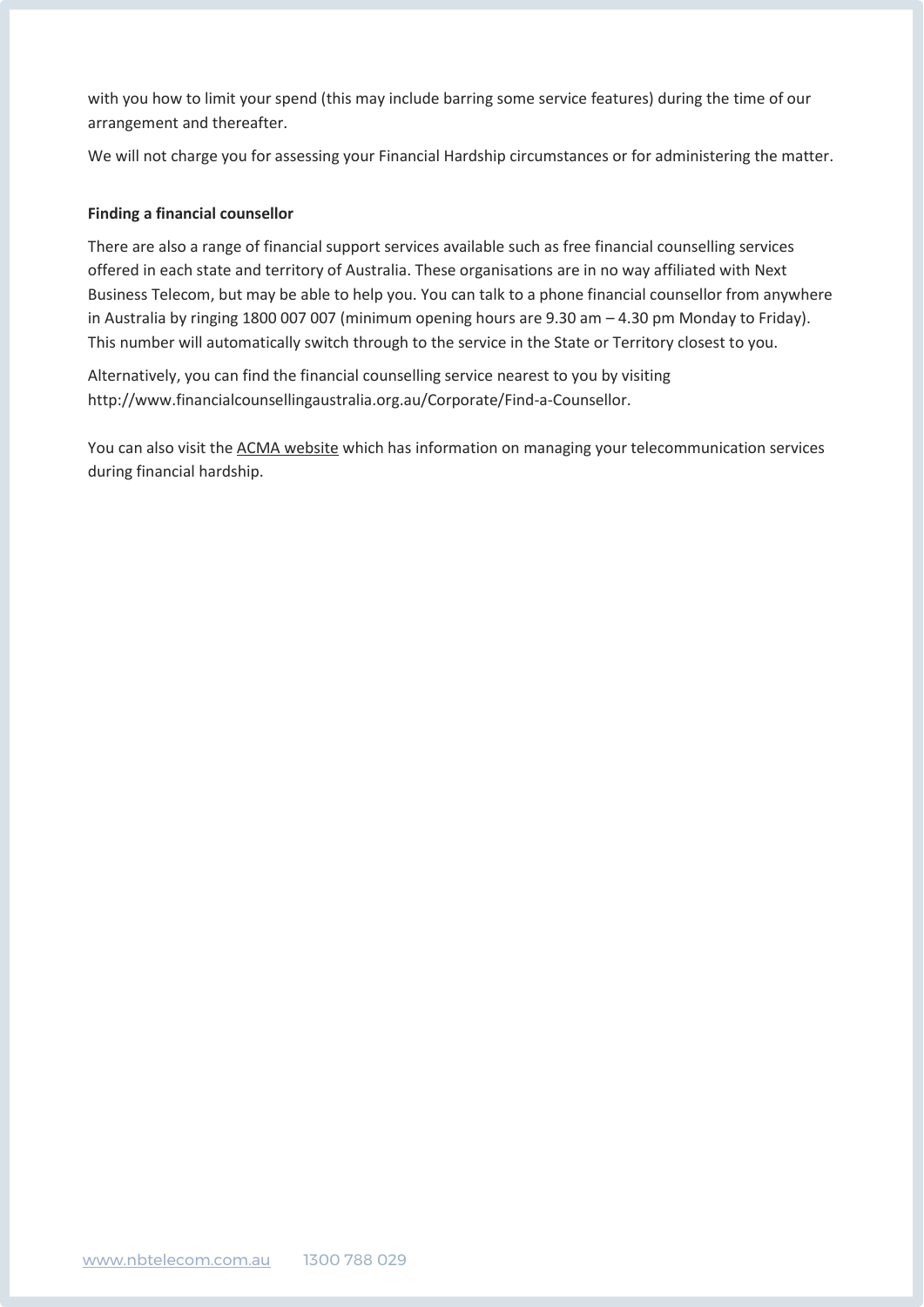with you how to limit your spend (this may include barring some service features) during the time of our arrangement and thereafter.

We will not charge you for assessing your Financial Hardship circumstances or for administering the matter.

**Finding a financial counsellor**

There are also a range of financial support services available such as free financial counselling services offered in each state and territory of Australia. These organisations are in no way affiliated with Next Business Telecom, but may be able to help you. You can talk to a phone financial counsellor from anywhere in Australia by ringing 1800 007 007 (minimum opening hours are 9.30 am – 4.30 pm Monday to Friday). This number will automatically switch through to the service in the State or Territory closest to you.

Alternatively, you can find the financial counselling service nearest to you by visiting http://www.financialcounsellingaustralia.org.au/Corporate/Find-a-Counsellor.

You can also visit the ACMA website which has information on managing your telecommunication services during financial hardship.